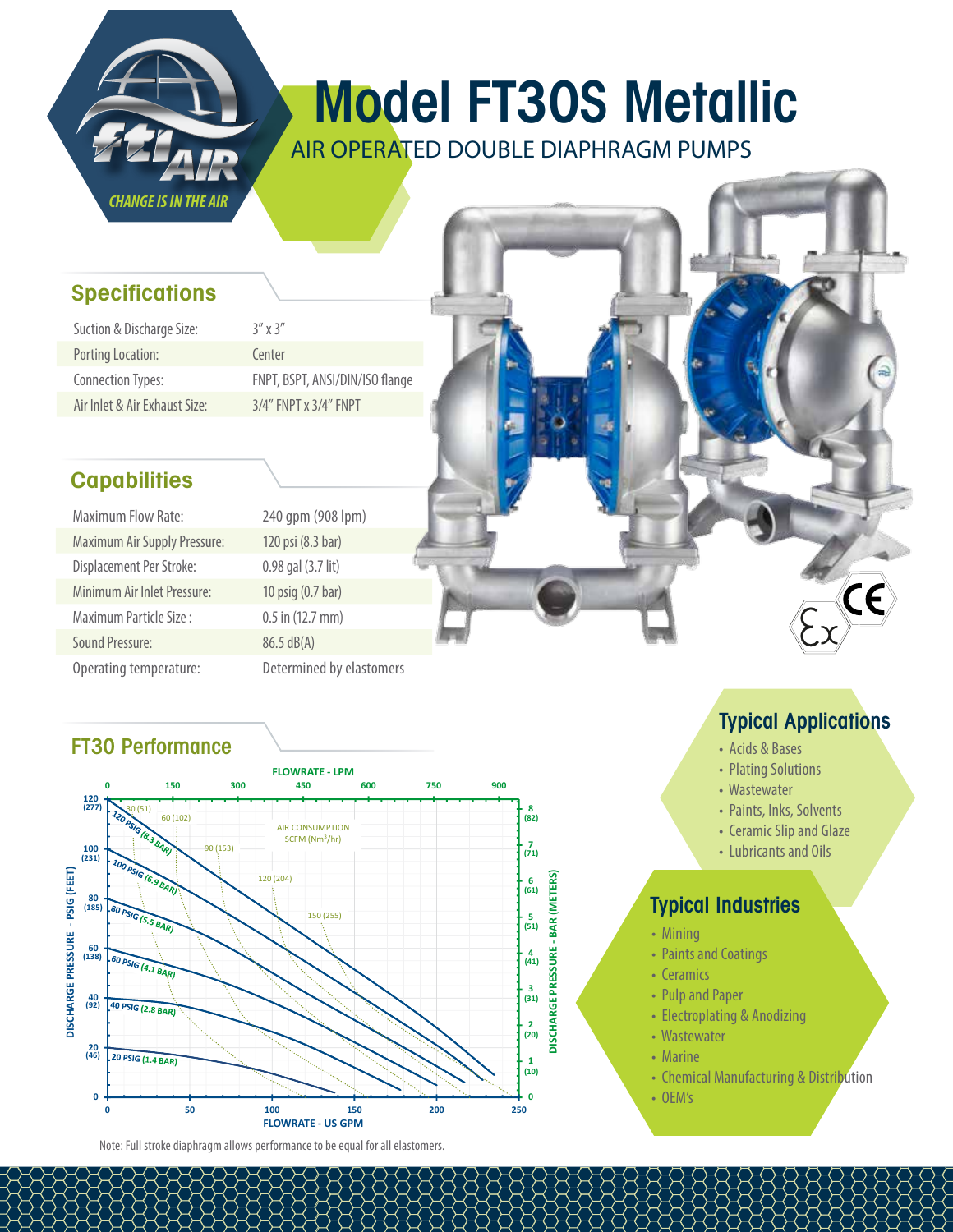# Model FT30S Metallic

AIR OPERATED DOUBLE DIAPHRAGM PUMPS

## Specifications

| | |
|---|---|
| Suction & Discharge Size: | 3" x 3" |
| Porting Location: | Center |
| Connection Types: | FNPT, BSPT, ANSI/DIN/ISO flange |
| Air Inlet & Air Exhaust Size: | 3/4" FNPT x 3/4" FNPT |

## Capabilities

| | |
|---|---|
| Maximum Flow Rate: | 240 gpm (908 lpm) |
| Maximum Air Supply Pressure: | 120 psi (8.3 bar) |
| Displacement Per Stroke: | 0.98 gal (3.7 lit) |
| Minimum Air Inlet Pressure: | 10 psig (0.7 bar) |
| Maximum Particle Size : | 0.5 in (12.7 mm) |
| Sound Pressure: | 86.5 dB(A) |
| Operating temperature: | Determined by elastomers |

## FT30 Performance

FLOWRATE - LPM: 0, 150, 300, 450, 600, 750, 900

FLOWRATE - US GPM: 0, 50, 100, 150, 200, 250

DISCHARGE PRESSURE - PSIG (FEET): 0, 20 (46), 40 (92), 60 (138), 80 (185), 100 (231), 120 (277)

DISCHARGE PRESSURE - BAR (METERS): 0, 1 (10), 2 (20), 3 (31), 4 (41), 5 (51), 6 (61), 7 (71), 8 (82)

AIR CONSUMPTION SCFM (Nm³/hr): 30 (51), 60 (102), 90 (153), 120 (204), 150 (255)

Air supply curves: 120 PSIG (8.3 BAR), 100 PSIG (6.9 BAR), 80 PSIG (5.5 BAR), 60 PSIG (4.1 BAR), 40 PSIG (2.8 BAR), 20 PSIG (1.4 BAR)

Note: Full stroke diaphragm allows performance to be equal for all elastomers.

## Typical Applications

- Acids & Bases
- Plating Solutions
- Wastewater
- Paints, Inks, Solvents
- Ceramic Slip and Glaze
- Lubricants and Oils

## Typical Industries

- Mining
- Paints and Coatings
- Ceramics
- Pulp and Paper
- Electroplating & Anodizing
- Wastewater
- Marine
- Chemical Manufacturing & Distribution
- OEM's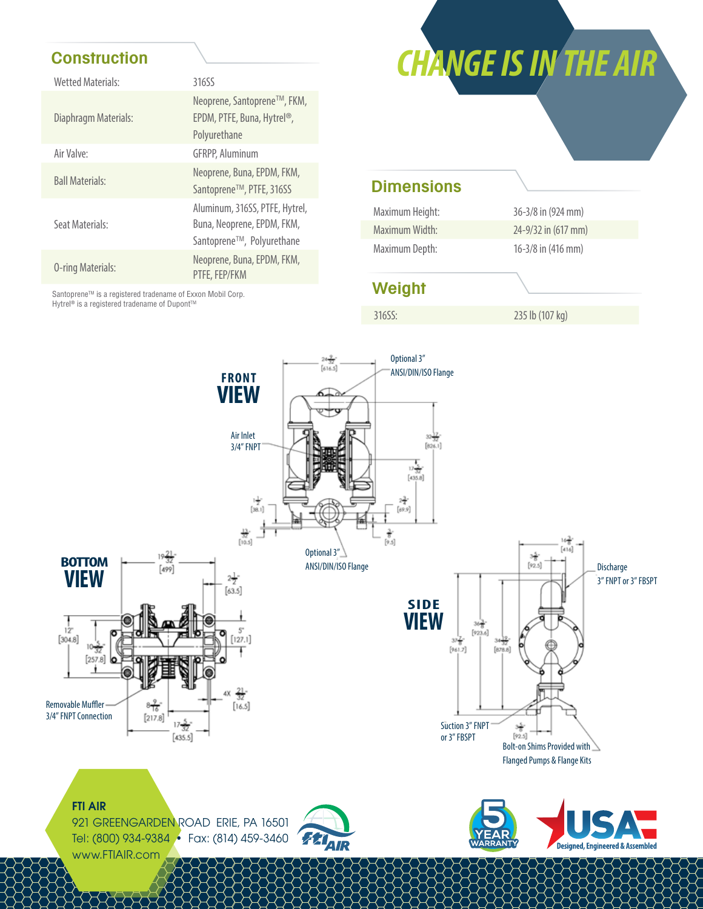# CHANGE IS IN THE AIR

## Construction

| | |
|---|---|
| Wetted Materials: | 316SS |
| Diaphragm Materials: | Neoprene, Santoprene™, FKM, EPDM, PTFE, Buna, Hytrel®, Polyurethane |
| Air Valve: | GFRPP, Aluminum |
| Ball Materials: | Neoprene, Buna, EPDM, FKM, Santoprene™, PTFE, 316SS |
| Seat Materials: | Aluminum, 316SS, PTFE, Hytrel, Buna, Neoprene, EPDM, FKM, Santoprene™, Polyurethane |
| O-ring Materials: | Neoprene, Buna, EPDM, FKM, PTFE, FEP/FKM |

Santoprene™ is a registered tradename of Exxon Mobil Corp.
Hytrel® is a registered tradename of Dupont™

## Dimensions

| | |
|---|---|
| Maximum Height: | 36-3/8 in (924 mm) |
| Maximum Width: | 24-9/32 in (617 mm) |
| Maximum Depth: | 16-3/8 in (416 mm) |

## Weight

| | |
|---|---|
| 316SS: | 235 lb (107 kg) |

**FRONT VIEW**

24 9/32" [616.5]
Optional 3" ANSI/DIN/ISO Flange
Air Inlet 3/4" FNPT
32 17/32" [826.1]
17 5/32" [435.8]
1 1/2" [38.1]
2 3/4" [69.9]
13/32" [10.5]
3/8" [9.5]
Optional 3" ANSI/DIN/ISO Flange

**BOTTOM VIEW**

19 21/32" [499]
2 1/2" [63.5]
12" [304.8]
10 5/32" [257.8]
5" [127.1]
4X 21/32" [16.5]
8 9/16" [217.8]
17 5/32" [435.5]
Removable Muffler 3/4" FNPT Connection

**SIDE VIEW**

16 3/8" [416]
3 5/8" [92.5]
Discharge 3" FNPT or 3" FBSPT
36 3/8" [923.6]
37 7/8" [961.7]
34 19/32" [878.8]
3 5/8" [92.5]
Suction 3" FNPT or 3" FBSPT
Bolt-on Shims Provided with Flanged Pumps & Flange Kits

**FTI AIR**
921 GREENGARDEN ROAD ERIE, PA 16501
Tel: (800) 934-9384 • Fax: (814) 459-3460
www.FTIAIR.com

5 YEAR WARRANTY
USA Designed, Engineered & Assembled